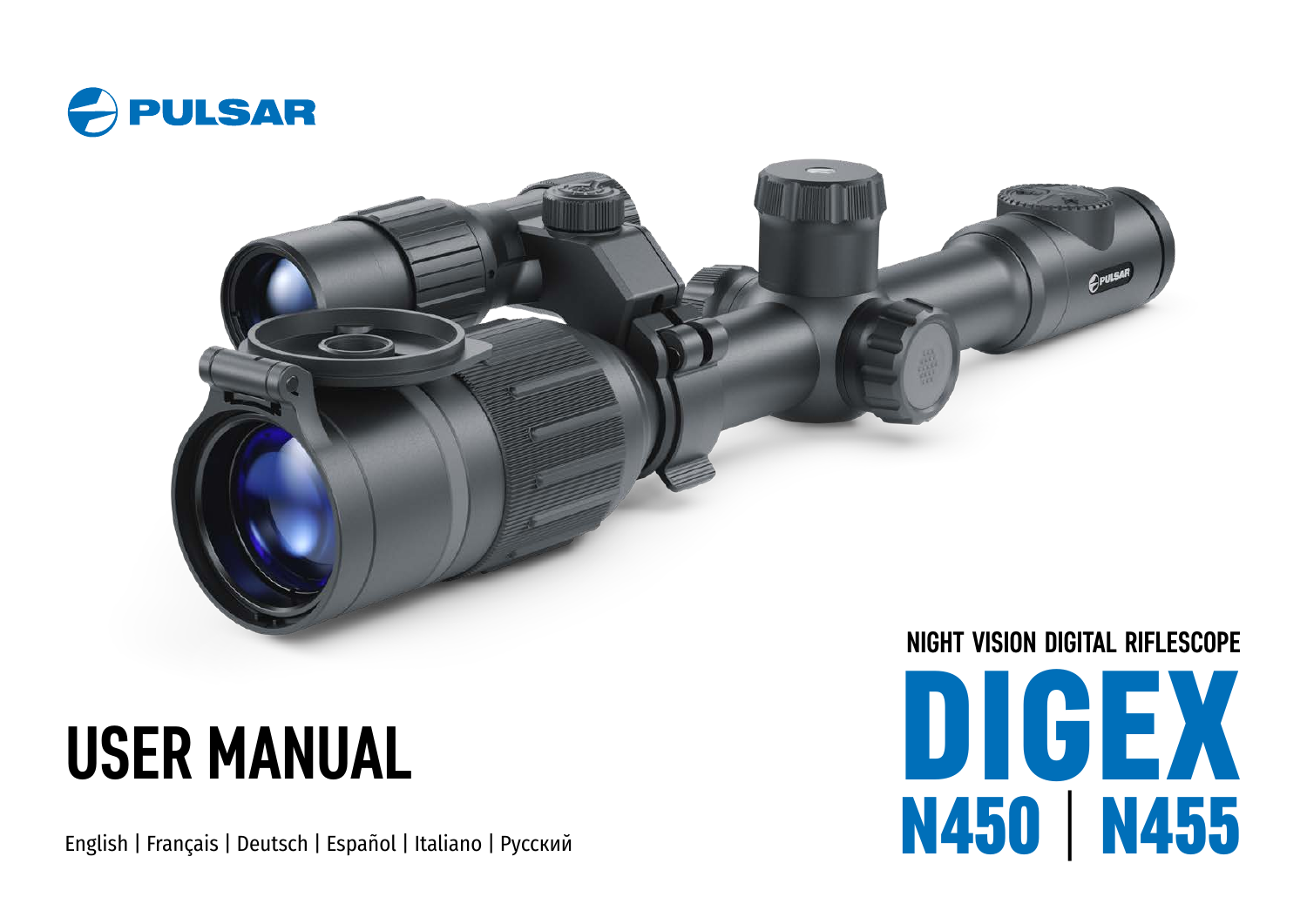PULSAR

# USER MANUAL

English | Français | Deutsch | Español | Italiano | Русский

NIGHT VISION DIGITAL RIFLESCOPE

# DIGEX

## N450 | N455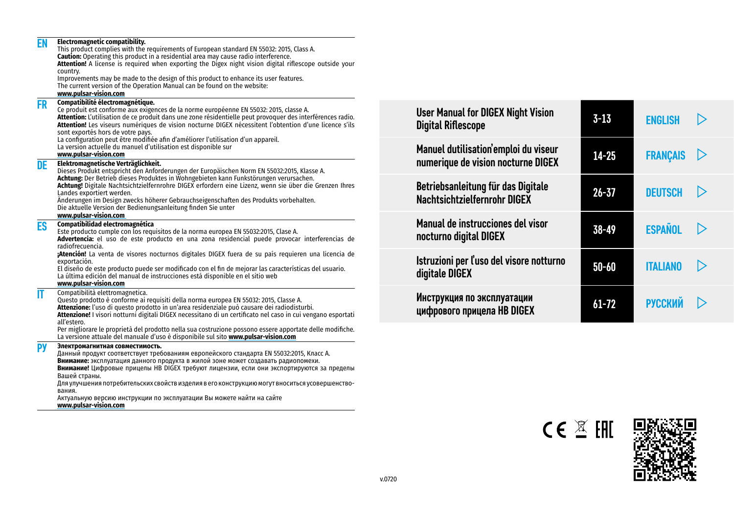**EN**

**Electromagnetic compatibility.**
This product complies with the requirements of European standard EN 55032: 2015, Class A.
**Caution:** Operating this product in a residential area may cause radio interference.
**Attention!** A license is required when exporting the Digex night vision digital riflescope outside your country.
Improvements may be made to the design of this product to enhance its user features.
The current version of the Operation Manual can be found on the website:
**www.pulsar-vision.com**

**FR**

**Compatibilité électromagnétique.**
Ce produit est conforme aux exigences de la norme européenne EN 55032: 2015, classe A.
**Attention:** L'utilisation de ce produit dans une zone résidentielle peut provoquer des interférences radio.
**Attention!** Les viseurs numériques de vision nocturne DIGEX nécessitent l'obtention d'une licence s'ils sont exportés hors de votre pays.
La configuration peut être modifiée afin d'améliorer l'utilisation d'un appareil.
La version actuelle du manuel d'utilisation est disponible sur
**www.pulsar-vision.com**

**DE**

**Elektromagnetische Verträglichkeit.**
Dieses Produkt entspricht den Anforderungen der Europäischen Norm EN 55032:2015, Klasse A.
**Achtung:** Der Betrieb dieses Produktes in Wohngebieten kann Funkstörungen verursachen.
**Achtung!** Digitale Nachtsichtzielfernrohre DIGEX erfordern eine Lizenz, wenn sie über die Grenzen Ihres Landes exportiert werden.
Änderungen im Design zwecks höherer Gebrauchseigenschaften des Produkts vorbehalten.
Die aktuelle Version der Bedienungsanleitung finden Sie unter
**www.pulsar-vision.com**

**ES**

**Compatibilidad electromagnética**
Este producto cumple con los requisitos de la norma europea EN 55032:2015, Clase A.
**Advertencia:** el uso de este producto en una zona residencial puede provocar interferencias de radiofrecuencia.
**¡Atención!** La venta de visores nocturnos digitales DIGEX fuera de su país requieren una licencia de exportación.
El diseño de este producto puede ser modificado con el fin de mejorar las características del usuario.
La última edición del manual de instrucciones está disponible en el sitio web
**www.pulsar-vision.com**

**IT**

Compatibilità elettromagnetica.
Questo prodotto è conforme ai requisiti della norma europea EN 55032: 2015, Classe A.
**Attenzione:** l'uso di questo prodotto in un'area residenziale può causare dei radiodisturbi.
**Attenzione!** I visori notturni digitali DIGEX necessitano di un certificato nel caso in cui vengano esportati all'estero.
Per migliorare le proprietà del prodotto nella sua costruzione possono essere apportate delle modifiche.
La versione attuale del manuale d'uso è disponibile sul sito **www.pulsar-vision.com**

**РУ**

**Электромагнитная совместимость.**
Данный продукт соответствует требованиям европейского стандарта EN 55032:2015, Класс А.
**Внимание:** эксплуатация данного продукта в жилой зоне может создавать радиопомехи.
**Внимание!** Цифровые прицелы НВ DIGEX требуют лицензии, если они экспортируются за пределы Вашей страны.
Для улучшения потребительских свойств изделия в его конструкцию могут вноситься усовершенствования.
Актуальную версию инструкции по эксплуатации Вы можете найти на сайте
**www.pulsar-vision.com**

| | | |
|---|---|---|
| User Manual for DIGEX Night Vision Digital Riflescope | 3-13 | ENGLISH ▷ |
| Manuel dutilisation'emploi du viseur numerique de vision nocturne DIGEX | 14-25 | FRANÇAIS ▷ |
| Betriebsanleitung für das Digitale Nachtsichtzielfernrohr DIGEX | 26-37 | DEUTSCH ▷ |
| Manual de instrucciones del visor nocturno digital DIGEX | 38-49 | ESPAÑOL ▷ |
| Istruzioni per l'uso del visore notturno digitale DIGEX | 50-60 | ITALIANO ▷ |
| Инструкция по эксплуатации цифрового прицела НВ DIGEX | 61-72 | РУССКИЙ ▷ |

v.0720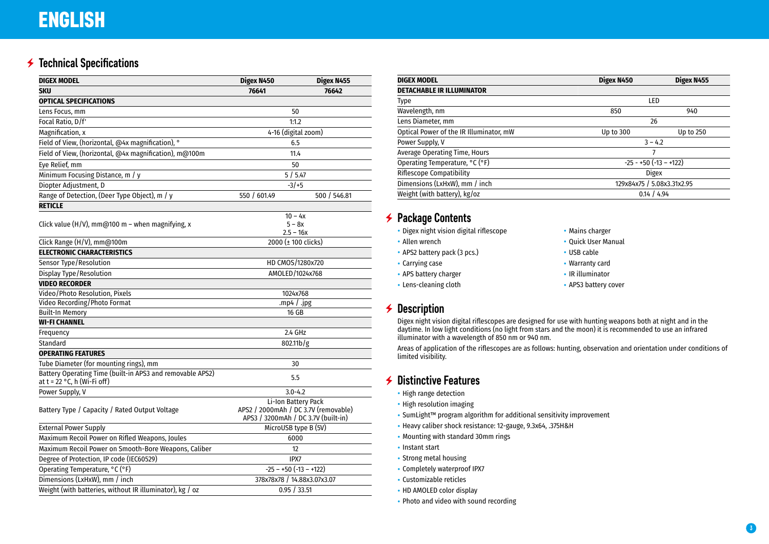# ENGLISH

## Technical Specifications

| DIGEX MODEL | Digex N450 | Digex N455 |
|---|---|---|
| **SKU** | **76641** | **76642** |
| **OPTICAL SPECIFICATIONS** | | |
| Lens Focus, mm | 50 | |
| Focal Ratio, D/f' | 1:1.2 | |
| Magnification, x | 4-16 (digital zoom) | |
| Field of View, (horizontal, @4x magnification), ° | 6.5 | |
| Field of View, (horizontal, @4x magnification), m@100m | 11.4 | |
| Eye Relief, mm | 50 | |
| Minimum Focusing Distance, m / y | 5 / 5.47 | |
| Diopter Adjustment, D | -3/+5 | |
| Range of Detection, (Deer Type Object), m / y | 550 / 601.49 | 500 / 546.81 |
| **RETICLE** | | |
| Click value (H/V), mm@100 m – when magnifying, x | 10 – 4x<br>5 – 8x<br>2.5 – 16x | |
| Click Range (H/V), mm@100m | 2000 (± 100 clicks) | |
| **ELECTRONIC CHARACTERISTICS** | | |
| Sensor Type/Resolution | HD CMOS/1280x720 | |
| Display Type/Resolution | AMOLED/1024x768 | |
| **VIDEO RECORDER** | | |
| Video/Photo Resolution, Pixels | 1024x768 | |
| Video Recording/Photo Format | .mp4 / .jpg | |
| Built-In Memory | 16 GB | |
| **WI-FI CHANNEL** | | |
| Frequency | 2.4 GHz | |
| Standard | 802.11b/g | |
| **OPERATING FEATURES** | | |
| Tube Diameter (for mounting rings), mm | 30 | |
| Battery Operating Time (built-in APS3 and removable APS2) at t = 22 °C, h (Wi-Fi off) | 5.5 | |
| Power Supply, V | 3.0-4.2 | |
| Battery Type / Capacity / Rated Output Voltage | Li-Ion Battery Pack<br>APS2 / 2000mAh / DC 3.7V (removable)<br>APS3 / 3200mAh / DC 3.7V (built-in) | |
| External Power Supply | MicroUSB type B (5V) | |
| Maximum Recoil Power on Rifled Weapons, Joules | 6000 | |
| Maximum Recoil Power on Smooth-Bore Weapons, Caliber | 12 | |
| Degree of Protection, IP code (IEC60529) | IPX7 | |
| Operating Temperature, °C (°F) | -25 – +50 (-13 – +122) | |
| Dimensions (LxHxW), mm / inch | 378x78x78 / 14.88x3.07x3.07 | |
| Weight (with batteries, without IR illuminator), kg / oz | 0.95 / 33.51 | |

| DIGEX MODEL | Digex N450 | Digex N455 |
|---|---|---|
| **DETACHABLE IR ILLUMINATOR** | | |
| Type | LED | |
| Wavelength, nm | 850 | 940 |
| Lens Diameter, mm | 26 | |
| Optical Power of the IR Illuminator, mW | Up to 300 | Up to 250 |
| Power Supply, V | 3 – 4.2 | |
| Average Operating Time, Hours | 7 | |
| Operating Temperature, °C (°F) | -25 - +50 (-13 – +122) | |
| Riflescope Compatibility | Digex | |
| Dimensions (LxHxW), mm / inch | 129x84x75 / 5.08x3.31x2.95 | |
| Weight (with battery), kg/oz | 0.14 / 4.94 | |

## Package Contents

- Digex night vision digital riflescope
- Allen wrench
- APS2 battery pack (3 pcs.)
- Carrying case
- APS battery charger
- Lens-cleaning cloth
- Mains charger
- Quick User Manual
- USB cable
- Warranty card
- IR illuminator
- APS3 battery cover

## Description

Digex night vision digital riflescopes are designed for use with hunting weapons both at night and in the daytime. In low light conditions (no light from stars and the moon) it is recommended to use an infrared illuminator with a wavelength of 850 nm or 940 nm.

Areas of application of the riflescopes are as follows: hunting, observation and orientation under conditions of limited visibility.

## Distinctive Features

- High range detection
- High resolution imaging
- SumLight™ program algorithm for additional sensitivity improvement
- Heavy caliber shock resistance: 12-gauge, 9.3x64, .375H&H
- Mounting with standard 30mm rings
- Instant start
- Strong metal housing
- Completely waterproof IPX7
- Customizable reticles
- HD AMOLED color display
- Photo and video with sound recording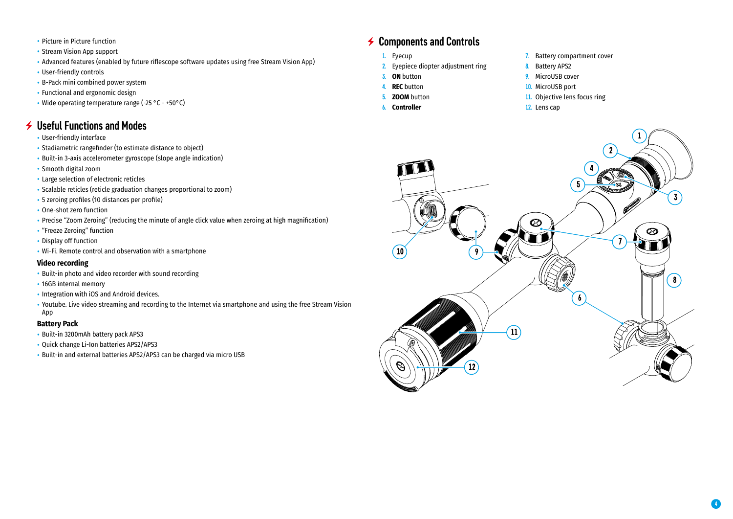- Picture in Picture function
- Stream Vision App support
- Advanced features (enabled by future riflescope software updates using free Stream Vision App)
- User-friendly controls
- B-Pack mini combined power system
- Functional and ergonomic design
- Wide operating temperature range (-25 °C - +50°C)

## Useful Functions and Modes

- User-friendly interface
- Stadiametric rangefinder (to estimate distance to object)
- Built-in 3-axis accelerometer gyroscope (slope angle indication)
- Smooth digital zoom
- Large selection of electronic reticles
- Scalable reticles (reticle graduation changes proportional to zoom)
- 5 zeroing profiles (10 distances per profile)
- One-shot zero function
- Precise "Zoom Zeroing" (reducing the minute of angle click value when zeroing at high magnification)
- "Freeze Zeroing" function
- Display off function
- Wi-Fi. Remote control and observation with a smartphone

### Video recording

- Built-in photo and video recorder with sound recording
- 16GB internal memory
- Integration with iOS and Android devices.
- Youtube. Live video streaming and recording to the Internet via smartphone and using the free Stream Vision App

### Battery Pack

- Built-in 3200mAh battery pack APS3
- Quick change Li-Ion batteries APS2/APS3
- Built-in and external batteries APS2/APS3 can be charged via micro USB

## Components and Controls

1. Eyecup
2. Eyepiece diopter adjustment ring
3. **ON** button
4. **REC** button
5. **ZOOM** button
6. **Controller**
7. Battery compartment cover
8. Battery APS2
9. MicroUSB cover
10. MicroUSB port
11. Objective lens focus ring
12. Lens cap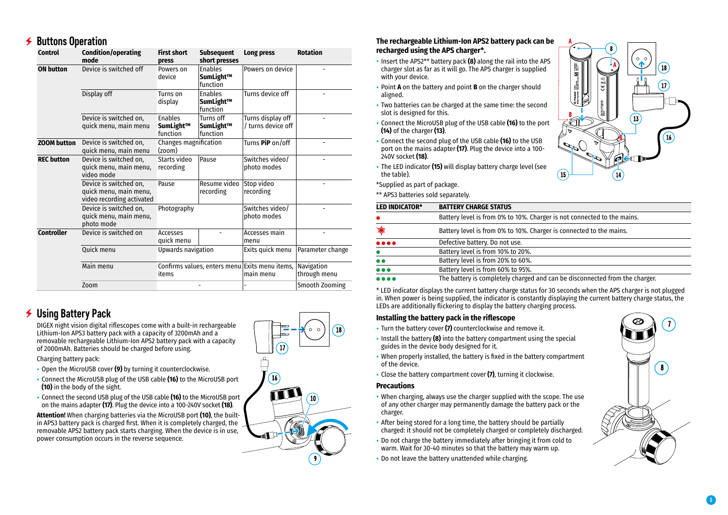## Buttons Operation

| Control | Condition/operating mode | First short press | Subsequent short presses | Long press | Rotation |
|---|---|---|---|---|---|
| **ON button** | Device is switched off | Powers on device | Enables **SumLight™** function | Powers on device | - |
| | Display off | Turns on display | Enables **SumLight™** function | Turns device off | - |
| | Device is switched on, quick menu, main menu | Enables **SumLight™** function | Turns off **SumLight™** function | Turns display off / turns device off | - |
| **ZOOM button** | Device is switched on, quick menu, main menu | Changes magnification (zoom) | | Turns **PiP** on/off | - |
| **REC button** | Device is switched on, quick menu, main menu, video mode | Starts video recording | Pause | Switches video/ photo modes | - |
| | Device is switched on, quick menu, main menu, video recording activated | Pause | Resume video recording | Stop video recording | - |
| | Device is switched on, quick menu, main menu, photo mode | Photography | | Switches video/ photo modes | - |
| **Controller** | Device is switched on | Accesses quick menu | - | Accesses main menu | - |
| | Quick menu | Upwards navigation | | Exits quick menu | Parameter change |
| | Main menu | Confirms values, enters menu items | | Exits menu items, main menu | Navigation through menu |
| | Zoom | - | | - | Smooth Zooming |

## Using Battery Pack

DIGEX night vision digital riflescopes come with a built-in rechargeable Lithium-Ion APS3 battery pack with a capacity of 3200mAh and a removable rechargeable Lithium-Ion APS2 battery pack with a capacity of 2000mAh. Batteries should be charged before using.

Charging battery pack:

- Open the MicroUSB cover **(9)** by turning it counterclockwise.
- Connect the MicroUSB plug of the USB cable **(16)** to the MicroUSB port **(10)** in the body of the sight.
- Connect the second USB plug of the USB cable **(16)** to the MicroUSB port on the mains adapter **(17)**. Plug the device into a 100-240V socket **(18)**.

**Attention!** When charging batteries via the MicroUSB port **(10)**, the built-in APS3 battery pack is charged first. When it is completely charged, the removable APS2 battery pack starts charging. When the device is in use, power consumption occurs in the reverse sequence.

**The rechargeable Lithium-Ion APS2 battery pack can be recharged using the APS charger\*.**

- Insert the APS2** battery pack **(8)** along the rail into the APS charger slot as far as it will go. The APS charger is supplied with your device.
- Point **A** on the battery and point **B** on the charger should be aligned.
- Two batteries can be charged at the same time: the second slot is designed for this.
- Connect the MicroUSB plug of the USB cable **(16)** to the port **(14)** of the charger **(13)**.
- Connect the second plug of the USB cable **(16)** to the USB port on the mains adapter **(17)**. Plug the device into a 100-240V socket **(18)**.
- The LED indicator **(15)** will display battery charge level (see the table).

*Supplied as part of package.

** APS3 batteries sold separately.

| LED INDICATOR* | BATTERY CHARGE STATUS |
|---|---|
| ● | Battery level is from 0% to 10%. Charger is not connected to the mains. |
| ✺ | Battery level is from 0% to 10%. Charger is connected to the mains. |
| ●●●● | Defective battery. Do not use. |
| ● | Battery level is from 10% to 20%. |
| ●● | Battery level is from 20% to 60%. |
| ●●● | Battery level is from 60% to 95%. |
| ●●●● | The battery is completely charged and can be disconnected from the charger. |

\* LED indicator displays the current battery charge status for 30 seconds when the APS charger is not plugged in. When power is being supplied, the indicator is constantly displaying the current battery charge status, the LEDs are additionally flickering to display the battery charging process.

### Installing the battery pack in the riflescope

- Turn the battery cover **(7)** counterclockwise and remove it.
- Install the battery **(8)** into the battery compartment using the special guides in the device body designed for it.
- When properly installed, the battery is fixed in the battery compartment of the device.
- Close the battery compartment cover **(7)**, turning it clockwise.

### Precautions

- When charging, always use the charger supplied with the scope. The use of any other charger may permanently damage the battery pack or the charger.
- After being stored for a long time, the battery should be partially charged: it should not be completely charged or completely discharged.
- Do not charge the battery immediately after bringing it from cold to warm. Wait for 30-40 minutes so that the battery may warm up.
- Do not leave the battery unattended while charging.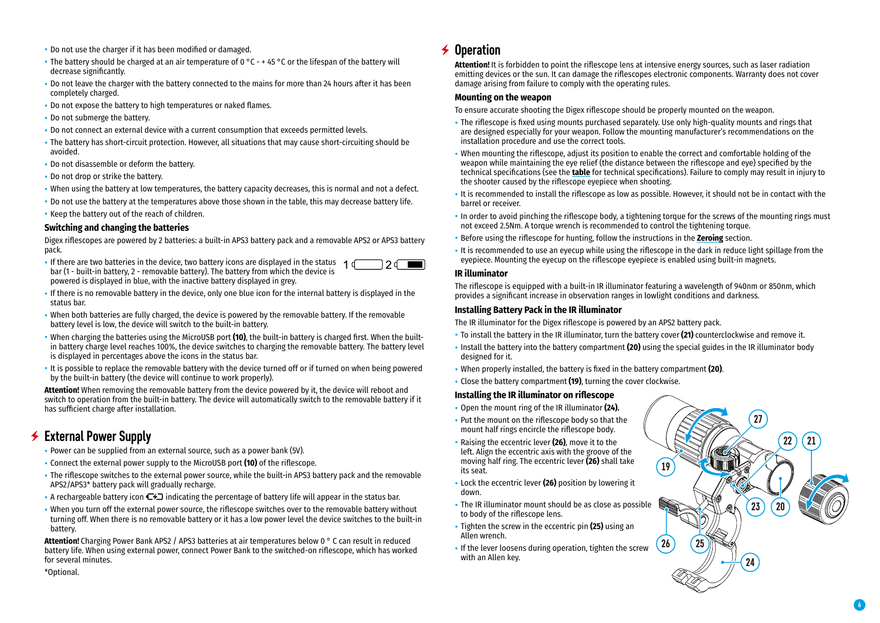- Do not use the charger if it has been modified or damaged.
- The battery should be charged at an air temperature of 0 °C - + 45 °C or the lifespan of the battery will decrease significantly.
- Do not leave the charger with the battery connected to the mains for more than 24 hours after it has been completely charged.
- Do not expose the battery to high temperatures or naked flames.
- Do not submerge the battery.
- Do not connect an external device with a current consumption that exceeds permitted levels.
- The battery has short-circuit protection. However, all situations that may cause short-circuiting should be avoided.
- Do not disassemble or deform the battery.
- Do not drop or strike the battery.
- When using the battery at low temperatures, the battery capacity decreases, this is normal and not a defect.
- Do not use the battery at the temperatures above those shown in the table, this may decrease battery life.
- Keep the battery out of the reach of children.

### Switching and changing the batteries

Digex riflescopes are powered by 2 batteries: a built-in APS3 battery pack and a removable APS2 or APS3 battery pack.

- If there are two batteries in the device, two battery icons are displayed in the status bar (1 - built-in battery, 2 - removable battery). The battery from which the device is powered is displayed in blue, with the inactive battery displayed in grey.
- If there is no removable battery in the device, only one blue icon for the internal battery is displayed in the status bar.
- When both batteries are fully charged, the device is powered by the removable battery. If the removable battery level is low, the device will switch to the built-in battery.
- When charging the batteries using the MicroUSB port **(10)**, the built-in battery is charged first. When the built-in battery charge level reaches 100%, the device switches to charging the removable battery. The battery level is displayed in percentages above the icons in the status bar.
- It is possible to replace the removable battery with the device turned off or if turned on when being powered by the built-in battery (the device will continue to work properly).

**Attention!** When removing the removable battery from the device powered by it, the device will reboot and switch to operation from the built-in battery. The device will automatically switch to the removable battery if it has sufficient charge after installation.

## External Power Supply

- Power can be supplied from an external source, such as a power bank (5V).
- Connect the external power supply to the MicroUSB port **(10)** of the riflescope.
- The riflescope switches to the external power source, while the built-in APS3 battery pack and the removable APS2/APS3* battery pack will gradually recharge.
- A rechargeable battery icon indicating the percentage of battery life will appear in the status bar.
- When you turn off the external power source, the riflescope switches over to the removable battery without turning off. When there is no removable battery or it has a low power level the device switches to the built-in battery.

**Attention!** Charging Power Bank APS2 / APS3 batteries at air temperatures below 0 ° C can result in reduced battery life. When using external power, connect Power Bank to the switched-on riflescope, which has worked for several minutes.

*Optional.

## Operation

**Attention!** It is forbidden to point the riflescope lens at intensive energy sources, such as laser radiation emitting devices or the sun. It can damage the riflescopes electronic components. Warranty does not cover damage arising from failure to comply with the operating rules.

### Mounting on the weapon

To ensure accurate shooting the Digex riflescope should be properly mounted on the weapon.

- The riflescope is fixed using mounts purchased separately. Use only high-quality mounts and rings that are designed especially for your weapon. Follow the mounting manufacturer's recommendations on the installation procedure and use the correct tools.
- When mounting the riflescope, adjust its position to enable the correct and comfortable holding of the weapon while maintaining the eye relief (the distance between the riflescope and eye) specified by the technical specifications (see the **table** for technical specifications). Failure to comply may result in injury to the shooter caused by the riflescope eyepiece when shooting.
- It is recommended to install the riflescope as low as possible. However, it should not be in contact with the barrel or receiver.
- In order to avoid pinching the riflescope body, a tightening torque for the screws of the mounting rings must not exceed 2.5Nm. A torque wrench is recommended to control the tightening torque.
- Before using the riflescope for hunting, follow the instructions in the **Zeroing** section.
- It is recommended to use an eyecup while using the riflescope in the dark in reduce light spillage from the eyepiece. Mounting the eyecup on the riflescope eyepiece is enabled using built-in magnets.

### IR illuminator

The riflescope is equipped with a built-in IR illuminator featuring a wavelength of 940nm or 850nm, which provides a significant increase in observation ranges in lowlight conditions and darkness.

### Installing Battery Pack in the IR illuminator

The IR illuminator for the Digex riflescope is powered by an APS2 battery pack.

- To install the battery in the IR illuminator, turn the battery cover **(21)** counterclockwise and remove it.
- Install the battery into the battery compartment **(20)** using the special guides in the IR illuminator body designed for it.
- When properly installed, the battery is fixed in the battery compartment **(20)**.
- Close the battery compartment **(19)**, turning the cover clockwise.

### Installing the IR illuminator on riflescope

- Open the mount ring of the IR illuminator **(24).**
- Put the mount on the riflescope body so that the mount half rings encircle the riflescope body.
- Raising the eccentric lever **(26)**, move it to the left. Align the eccentric axis with the groove of the moving half ring. The eccentric lever **(26)** shall take its seat.
- Lock the eccentric lever **(26)** position by lowering it down.
- The IR illuminator mount should be as close as possible to body of the riflescope lens.
- Tighten the screw in the eccentric pin **(25)** using an Allen wrench.
- If the lever loosens during operation, tighten the screw with an Allen key.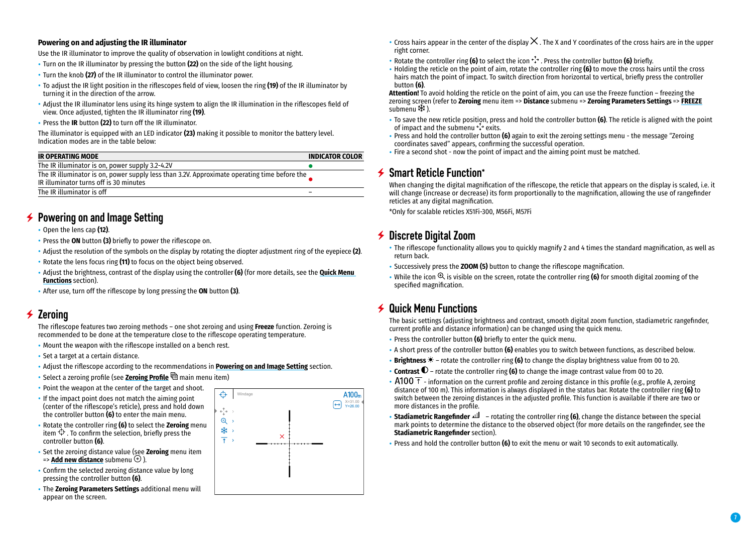### Powering on and adjusting the IR illuminator

Use the IR illuminator to improve the quality of observation in lowlight conditions at night.

- Turn on the IR illuminator by pressing the button **(22)** on the side of the light housing.
- Turn the knob **(27)** of the IR illuminator to control the illuminator power.
- To adjust the IR light position in the riflescopes field of view, loosen the ring **(19)** of the IR illuminator by turning it in the direction of the arrow.
- Adjust the IR illuminator lens using its hinge system to align the IR illumination in the riflescopes field of view. Once adjusted, tighten the IR illuminator ring **(19)**.
- Press the **IR** button **(22)** to turn off the IR illuminator.

The illuminator is equipped with an LED indicator **(23)** making it possible to monitor the battery level. Indication modes are in the table below:

| IR OPERATING MODE | INDICATOR COLOR |
|---|---|
| The IR illuminator is on, power supply 3.2-4.2V | ● (green) |
| The IR illuminator is on, power supply less than 3.2V. Approximate operating time before the IR illuminator turns off is 30 minutes | ● (red) |
| The IR illuminator is off | – |

## Powering on and Image Setting

- Open the lens cap **(12)**.
- Press the **ON** button **(3)** briefly to power the riflescope on.
- Adjust the resolution of the symbols on the display by rotating the diopter adjustment ring of the eyepiece **(2)**.
- Rotate the lens focus ring **(11)** to focus on the object being observed.
- Adjust the brightness, contrast of the display using the controller **(6)** (for more details, see the **Quick Menu Functions** section).
- After use, turn off the riflescope by long pressing the **ON** button **(3)**.

## Zeroing

The riflescope features two zeroing methods – one shot zeroing and using **Freeze** function. Zeroing is recommended to be done at the temperature close to the riflescope operating temperature.

- Mount the weapon with the riflescope installed on a bench rest.
- Set a target at a certain distance.
- Adjust the riflescope according to the recommendations in **Powering on and Image Setting** section.
- Select a zeroing profile (see **Zeroing Profile** main menu item)
- Point the weapon at the center of the target and shoot.
- If the impact point does not match the aiming point (center of the riflescope's reticle), press and hold down the controller button **(6)** to enter the main menu.
- Rotate the controller ring **(6)** to select the **Zeroing** menu item. To confirm the selection, briefly press the controller button **(6)**.
- Set the zeroing distance value (see **Zeroing** menu item => **Add new distance** submenu ).
- Confirm the selected zeroing distance value by long pressing the controller button **(6)**.
- The **Zeroing Parameters Settings** additional menu will appear on the screen.

Windage A100m X=31.00 Y=26.00

- Cross hairs appear in the center of the display ✕. The X and Y coordinates of the cross hairs are in the upper right corner.
- Rotate the controller ring **(6)** to select the icon. Press the controller button **(6)** briefly.
- Holding the reticle on the point of aim, rotate the controller ring **(6)** to move the cross hairs until the cross hairs match the point of impact. To switch direction from horizontal to vertical, briefly press the controller button **(6)**.

**Attention!** To avoid holding the reticle on the point of aim, you can use the Freeze function – freezing the zeroing screen (refer to **Zeroing** menu item => **Distance** submenu => **Zeroing Parameters Settings** => **FREEZE** submenu ).

- To save the new reticle position, press and hold the controller button **(6)**. The reticle is aligned with the point of impact and the submenu exits.
- Press and hold the controller button **(6)** again to exit the zeroing settings menu - the message "Zeroing coordinates saved" appears, confirming the successful operation.
- Fire a second shot - now the point of impact and the aiming point must be matched.

## Smart Reticle Function*

When changing the digital magnification of the riflescope, the reticle that appears on the display is scaled, i.e. it will change (increase or decrease) its form proportionally to the magnification, allowing the use of rangefinder reticles at any digital magnification.

*Only for scalable reticles X51Fi-300, M56Fi, M57Fi

## Discrete Digital Zoom

- The riflescope functionality allows you to quickly magnify 2 and 4 times the standard magnification, as well as return back.
- Successively press the **ZOOM (5)** button to change the riflescope magnification.
- While the icon is visible on the screen, rotate the controller ring **(6)** for smooth digital zooming of the specified magnification.

## Quick Menu Functions

The basic settings (adjusting brightness and contrast, smooth digital zoom function, stadiametric rangefinder, current profile and distance information) can be changed using the quick menu.

- Press the controller button **(6)** briefly to enter the quick menu.
- A short press of the controller button **(6)** enables you to switch between functions, as described below.
- **Brightness** – rotate the controller ring **(6)** to change the display brightness value from 00 to 20.
- **Contrast** – rotate the controller ring **(6)** to change the image contrast value from 00 to 20.
- A100 - information on the current profile and zeroing distance in this profile (e.g., profile A, zeroing distance of 100 m). This information is always displayed in the status bar. Rotate the controller ring **(6)** to switch between the zeroing distances in the adjusted profile. This function is available if there are two or more distances in the profile.
- **Stadiametric Rangefinder** – rotating the controller ring **(6)**, change the distance between the special mark points to determine the distance to the observed object (for more details on the rangefinder, see the **Stadiametric Rangefinder** section).
- Press and hold the controller button **(6)** to exit the menu or wait 10 seconds to exit automatically.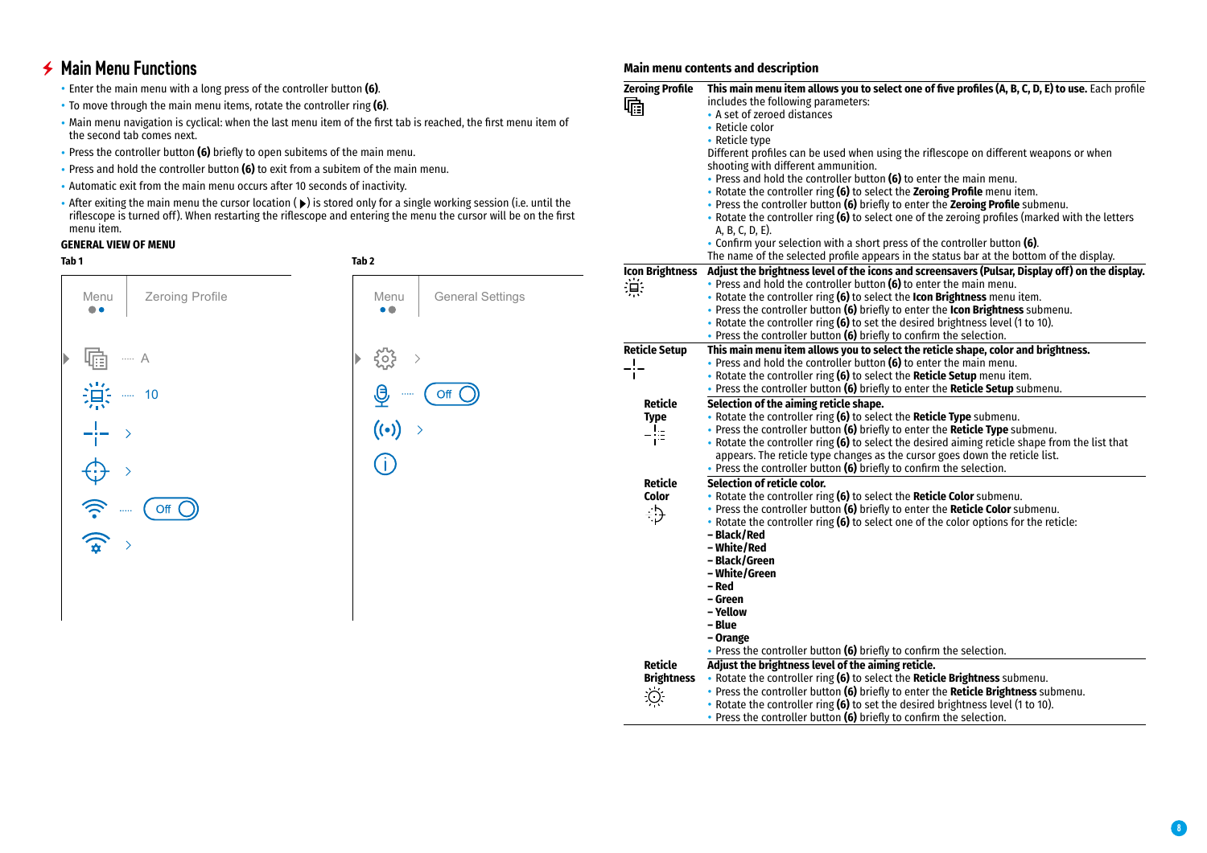## Main Menu Functions

- Enter the main menu with a long press of the controller button **(6)**.
- To move through the main menu items, rotate the controller ring **(6)**.
- Main menu navigation is cyclical: when the last menu item of the first tab is reached, the first menu item of the second tab comes next.
- Press the controller button **(6)** briefly to open subitems of the main menu.
- Press and hold the controller button **(6)** to exit from a subitem of the main menu.
- Automatic exit from the main menu occurs after 10 seconds of inactivity.
- After exiting the main menu the cursor location ( ▶) is stored only for a single working session (i.e. until the riflescope is turned off). When restarting the riflescope and entering the menu the cursor will be on the first menu item.

**GENERAL VIEW OF MENU**

**Tab 1**

Menu | Zeroing Profile

- ..... A
- ..... 10
- >
- >
- ..... Off
- >

**Tab 2**

Menu | General Settings

- >
- ..... Off
- >

### Main menu contents and description

| | |
|---|---|
| **Zeroing Profile** | **This main menu item allows you to select one of five profiles (A, B, C, D, E) to use.** Each profile includes the following parameters:<br>• A set of zeroed distances<br>• Reticle color<br>• Reticle type<br>Different profiles can be used when using the riflescope on different weapons or when shooting with different ammunition.<br>• Press and hold the controller button **(6)** to enter the main menu.<br>• Rotate the controller ring **(6)** to select the **Zeroing Profile** menu item.<br>• Press the controller button **(6)** briefly to enter the **Zeroing Profile** submenu.<br>• Rotate the controller ring **(6)** to select one of the zeroing profiles (marked with the letters A, B, C, D, E).<br>• Confirm your selection with a short press of the controller button **(6)**.<br>The name of the selected profile appears in the status bar at the bottom of the display. |
| **Icon Brightness** | **Adjust the brightness level of the icons and screensavers (Pulsar, Display off) on the display.**<br>• Press and hold the controller button **(6)** to enter the main menu.<br>• Rotate the controller ring **(6)** to select the **Icon Brightness** menu item.<br>• Press the controller button **(6)** briefly to enter the **Icon Brightness** submenu.<br>• Rotate the controller ring **(6)** to set the desired brightness level (1 to 10).<br>• Press the controller button **(6)** briefly to confirm the selection. |
| **Reticle Setup** | **This main menu item allows you to select the reticle shape, color and brightness.**<br>• Press and hold the controller button **(6)** to enter the main menu.<br>• Rotate the controller ring **(6)** to select the **Reticle Setup** menu item.<br>• Press the controller button **(6)** briefly to enter the **Reticle Setup** submenu. |
| **Reticle Type** | **Selection of the aiming reticle shape.**<br>• Rotate the controller ring **(6)** to select the **Reticle Type** submenu.<br>• Press the controller button **(6)** briefly to enter the **Reticle Type** submenu.<br>• Rotate the controller ring **(6)** to select the desired aiming reticle shape from the list that appears. The reticle type changes as the cursor goes down the reticle list.<br>• Press the controller button **(6)** briefly to confirm the selection. |
| **Reticle Color** | **Selection of reticle color.**<br>• Rotate the controller ring **(6)** to select the **Reticle Color** submenu.<br>• Press the controller button **(6)** briefly to enter the **Reticle Color** submenu.<br>• Rotate the controller ring **(6)** to select one of the color options for the reticle:<br>**– Black/Red**<br>**– White/Red**<br>**– Black/Green**<br>**– White/Green**<br>**– Red**<br>**– Green**<br>**– Yellow**<br>**– Blue**<br>**– Orange**<br>• Press the controller button **(6)** briefly to confirm the selection. |
| **Reticle Brightness** | **Adjust the brightness level of the aiming reticle.**<br>• Rotate the controller ring **(6)** to select the **Reticle Brightness** submenu.<br>• Press the controller button **(6)** briefly to enter the **Reticle Brightness** submenu.<br>• Rotate the controller ring **(6)** to set the desired brightness level (1 to 10).<br>• Press the controller button **(6)** briefly to confirm the selection. |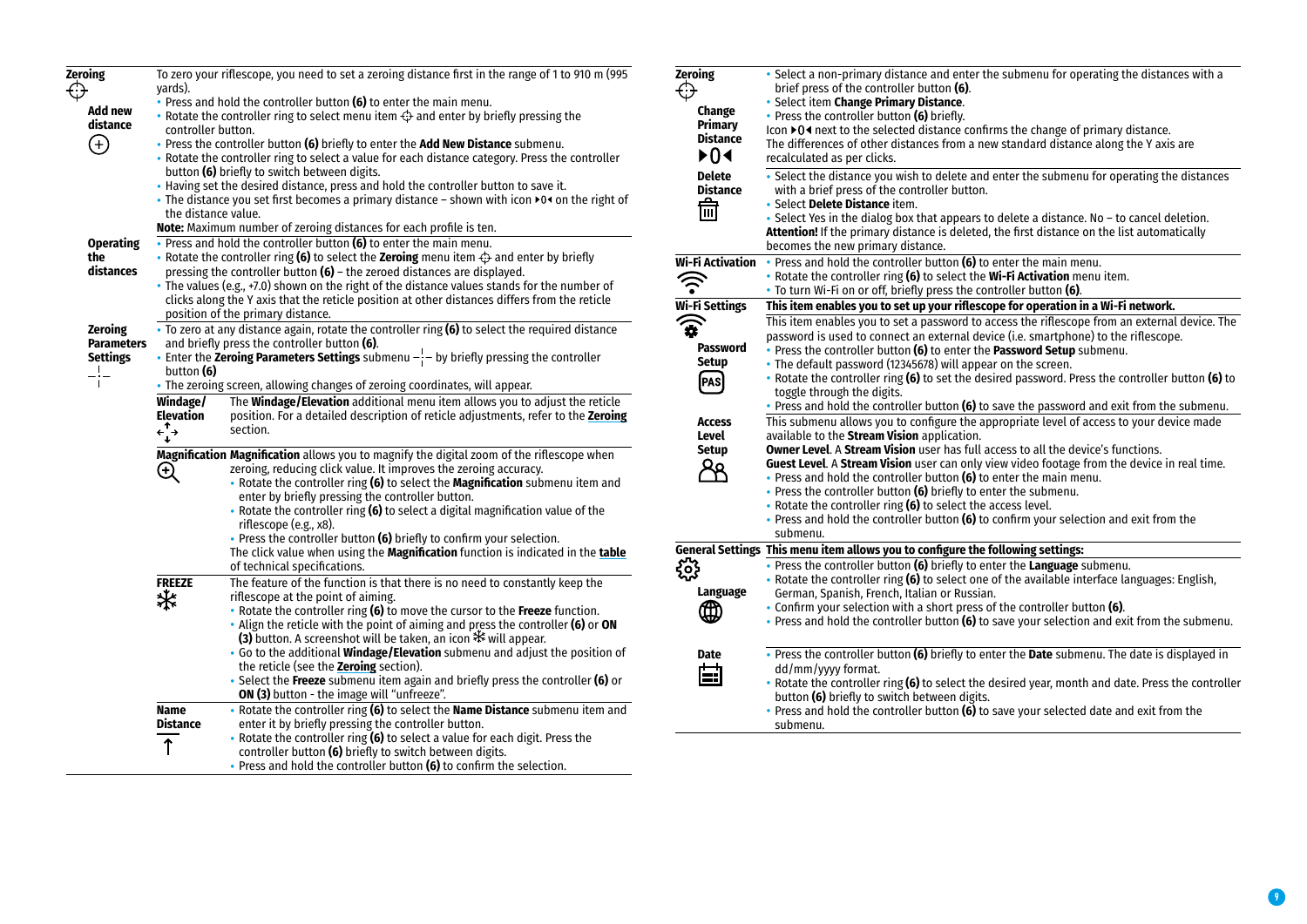## Zoring

### Zeroing

To zero your riflescope, you need to set a zeroing distance first in the range of 1 to 910 m (995 yards).

**Add new distance**

- Press and hold the controller button **(6)** to enter the main menu.
- Rotate the controller ring to select menu item and enter by briefly pressing the controller button.
- Press the controller button **(6)** briefly to enter the **Add New Distance** submenu.
- Rotate the controller ring to select a value for each distance category. Press the controller button **(6)** briefly to switch between digits.
- Having set the desired distance, press and hold the controller button to save it.
- The distance you set first becomes a primary distance – shown with icon ▸0◂ on the right of the distance value.

**Note:** Maximum number of zeroing distances for each profile is ten.

**Operating the distances**

- Press and hold the controller button **(6)** to enter the main menu.
- Rotate the controller ring **(6)** to select the **Zeroing** menu item and enter by briefly pressing the controller button **(6)** – the zeroed distances are displayed.
- The values (e.g., +7.0) shown on the right of the distance values stands for the number of clicks along the Y axis that the reticle position at other distances differs from the reticle position of the primary distance.

**Zeroing Parameters Settings**

- To zero at any distance again, rotate the controller ring **(6)** to select the required distance and briefly press the controller button **(6)**.
- Enter the **Zeroing Parameters Settings** submenu by briefly pressing the controller button **(6)**
- The zeroing screen, allowing changes of zeroing coordinates, will appear.

**Windage/Elevation**

The **Windage/Elevation** additional menu item allows you to adjust the reticle position. For a detailed description of reticle adjustments, refer to the **Zeroing** section.

**Magnification**

**Magnification** allows you to magnify the digital zoom of the riflescope when zeroing, reducing click value. It improves the zeroing accuracy.

- Rotate the controller ring **(6)** to select the **Magnification** submenu item and enter by briefly pressing the controller button.
- Rotate the controller ring **(6)** to select a digital magnification value of the riflescope (e.g., x8).
- Press the controller button **(6)** briefly to confirm your selection.

The click value when using the **Magnification** function is indicated in the **table** of technical specifications.

**FREEZE**

The feature of the function is that there is no need to constantly keep the riflescope at the point of aiming.

- Rotate the controller ring **(6)** to move the cursor to the **Freeze** function.
- Align the reticle with the point of aiming and press the controller **(6)** or **ON (3)** button. A screenshot will be taken, an icon ❄ will appear.
- Go to the additional **Windage/Elevation** submenu and adjust the position of the reticle (see the **Zeroing** section).
- Select the **Freeze** submenu item again and briefly press the controller **(6)** or **ON (3)** button - the image will "unfreeze".

**Name Distance**

- Rotate the controller ring **(6)** to select the **Name Distance** submenu item and enter it by briefly pressing the controller button.
- Rotate the controller ring **(6)** to select a value for each digit. Press the controller button **(6)** briefly to switch between digits.
- Press and hold the controller button **(6)** to confirm the selection.

**Change Primary Distance** ▸0◂

- Select a non-primary distance and enter the submenu for operating the distances with a brief press of the controller button **(6)**.
- Select item **Change Primary Distance**.
- Press the controller button **(6)** briefly.

Icon ▸0◂ next to the selected distance confirms the change of primary distance.
The differences of other distances from a new standard distance along the Y axis are recalculated as per clicks.

**Delete Distance**

- Select the distance you wish to delete and enter the submenu for operating the distances with a brief press of the controller button.
- Select **Delete Distance** item.
- Select Yes in the dialog box that appears to delete a distance. No – to cancel deletion.

**Attention!** If the primary distance is deleted, the first distance on the list automatically becomes the new primary distance.

### Wi-Fi Activation

- Press and hold the controller button **(6)** to enter the main menu.
- Rotate the controller ring **(6)** to select the **Wi-Fi Activation** menu item.
- To turn Wi-Fi on or off, briefly press the controller button **(6)**.

### Wi-Fi Settings

**This item enables you to set up your riflescope for operation in a Wi-Fi network.**

**Password Setup**

This item enables you to set a password to access the riflescope from an external device. The password is used to connect an external device (i.e. smartphone) to the riflescope.

- Press the controller button **(6)** to enter the **Password Setup** submenu.
- The default password (12345678) will appear on the screen.
- Rotate the controller ring **(6)** to set the desired password. Press the controller button **(6)** to toggle through the digits.
- Press and hold the controller button **(6)** to save the password and exit from the submenu.

**Access Level Setup**

This submenu allows you to configure the appropriate level of access to your device made available to the **Stream Vision** application.

**Owner Level**. A **Stream Vision** user has full access to all the device's functions.
**Guest Level**. A **Stream Vision** user can only view video footage from the device in real time.

- Press and hold the controller button **(6)** to enter the main menu.
- Press the controller button **(6)** briefly to enter the submenu.
- Rotate the controller ring **(6)** to select the access level.
- Press and hold the controller button **(6)** to confirm your selection and exit from the submenu.

### General Settings

**This menu item allows you to configure the following settings:**

**Language**

- Press the controller button **(6)** briefly to enter the **Language** submenu.
- Rotate the controller ring **(6)** to select one of the available interface languages: English, German, Spanish, French, Italian or Russian.
- Confirm your selection with a short press of the controller button **(6)**.
- Press and hold the controller button **(6)** to save your selection and exit from the submenu.

**Date**

- Press the controller button **(6)** briefly to enter the **Date** submenu. The date is displayed in dd/mm/yyyy format.
- Rotate the controller ring **(6)** to select the desired year, month and date. Press the controller button **(6)** briefly to switch between digits.
- Press and hold the controller button **(6)** to save your selected date and exit from the submenu.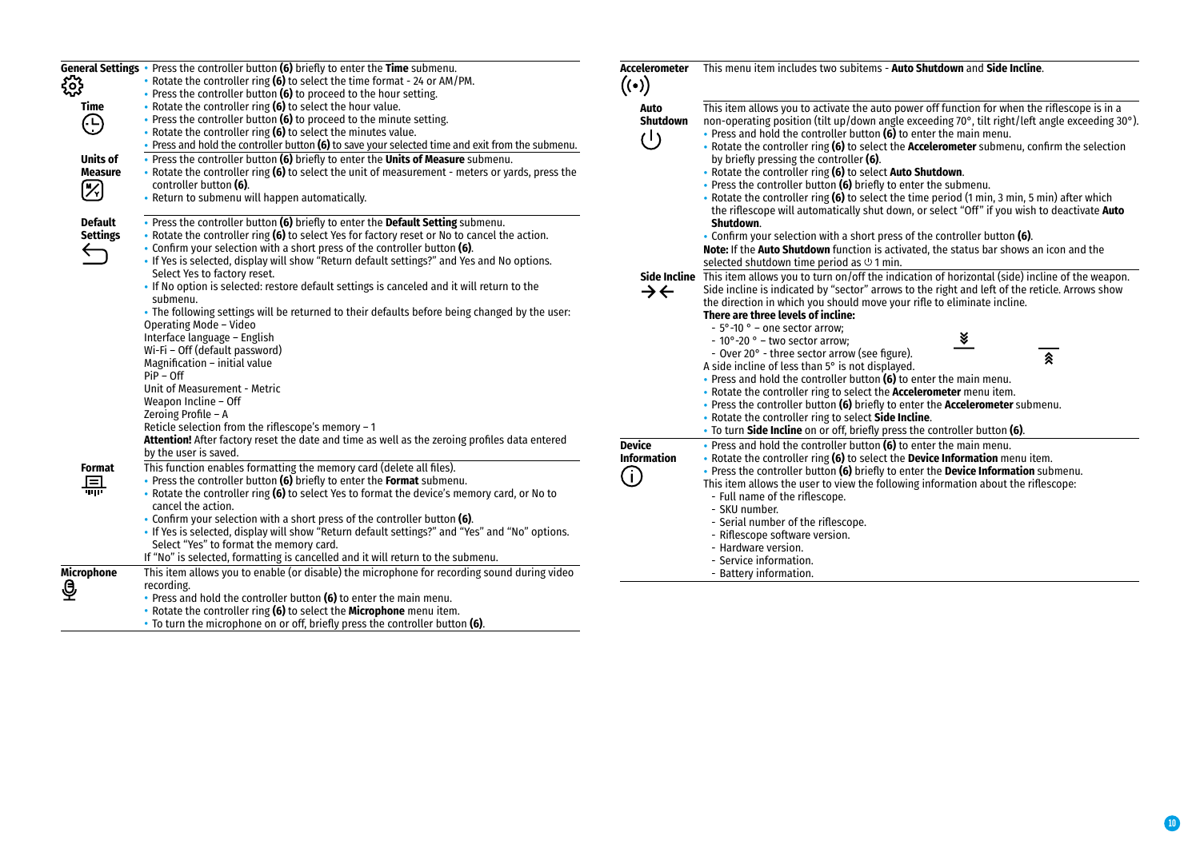**General Settings**

**Time**

- Press the controller button **(6)** briefly to enter the **Time** submenu.
- Rotate the controller ring **(6)** to select the time format - 24 or AM/PM.
- Press the controller button **(6)** to proceed to the hour setting.
- Rotate the controller ring **(6)** to select the hour value.
- Press the controller button **(6)** to proceed to the minute setting.
- Rotate the controller ring **(6)** to select the minutes value.
- Press and hold the controller button **(6)** to save your selected time and exit from the submenu.

**Units of Measure**

- Press the controller button **(6)** briefly to enter the **Units of Measure** submenu.
- Rotate the controller ring **(6)** to select the unit of measurement - meters or yards, press the controller button **(6)**.
- Return to submenu will happen automatically.

**Default Settings**

- Press the controller button **(6)** briefly to enter the **Default Setting** submenu.
- Rotate the controller ring **(6)** to select Yes for factory reset or No to cancel the action.
- Confirm your selection with a short press of the controller button **(6)**.
- If Yes is selected, display will show "Return default settings?" and Yes and No options. Select Yes to factory reset.
- If No option is selected: restore default settings is canceled and it will return to the submenu.
- The following settings will be returned to their defaults before being changed by the user:

Operating Mode – Video
Interface language – English
Wi-Fi – Off (default password)
Magnification – initial value
PiP – Off
Unit of Measurement - Metric
Weapon Incline – Off
Zeroing Profile – A
Reticle selection from the riflescope's memory – 1

**Attention!** After factory reset the date and time as well as the zeroing profiles data entered by the user is saved.

**Format**

This function enables formatting the memory card (delete all files).

- Press the controller button **(6)** briefly to enter the **Format** submenu.
- Rotate the controller ring **(6)** to select Yes to format the device's memory card, or No to cancel the action.
- Confirm your selection with a short press of the controller button **(6)**.
- If Yes is selected, display will show "Return default settings?" and "Yes" and "No" options. Select "Yes" to format the memory card.

If "No" is selected, formatting is cancelled and it will return to the submenu.

**Microphone**

This item allows you to enable (or disable) the microphone for recording sound during video recording.

- Press and hold the controller button **(6)** to enter the main menu.
- Rotate the controller ring **(6)** to select the **Microphone** menu item.
- To turn the microphone on or off, briefly press the controller button **(6)**.

**Accelerometer**

This menu item includes two subitems - **Auto Shutdown** and **Side Incline**.

**Auto Shutdown**

This item allows you to activate the auto power off function for when the riflescope is in a non-operating position (tilt up/down angle exceeding 70°, tilt right/left angle exceeding 30°).

- Press and hold the controller button **(6)** to enter the main menu.
- Rotate the controller ring **(6)** to select the **Accelerometer** submenu, confirm the selection by briefly pressing the controller **(6)**.
- Rotate the controller ring **(6)** to select **Auto Shutdown**.
- Press the controller button **(6)** to enter the submenu.
- Rotate the controller ring **(6)** to select the time period (1 min, 3 min, 5 min) after which the riflescope will automatically shut down, or select "Off" if you wish to deactivate **Auto Shutdown**.
- Confirm your selection with a short press of the controller button **(6)**.

**Note:** If the **Auto Shutdown** function is activated, the status bar shows an icon and the selected shutdown time period as ⏻ 1 min.

**Side Incline**

This item allows you to turn on/off the indication of horizontal (side) incline of the weapon. Side incline is indicated by "sector" arrows to the right and left of the reticle. Arrows show the direction in which you should move your rifle to eliminate incline.

**There are three levels of incline:**

- 5°-10 ° – one sector arrow;
- 10°-20 ° – two sector arrow;
- Over 20° - three sector arrow (see figure).

A side incline of less than 5° is not displayed.

- Press and hold the controller button **(6)** to enter the main menu.
- Rotate the controller ring to select the **Accelerometer** menu item.
- Press the controller button **(6)** briefly to enter the **Accelerometer** submenu.
- Rotate the controller ring to select **Side Incline**.
- To turn **Side Incline** on or off, briefly press the controller button **(6)**.

**Device Information**

- Press and hold the controller button **(6)** to enter the main menu.
- Rotate the controller ring **(6)** to select the **Device Information** menu item.
- Press the controller button **(6)** briefly to enter the **Device Information** submenu.

This item allows the user to view the following information about the riflescope:

- Full name of the riflescope.
- SKU number.
- Serial number of the riflescope.
- Riflescope software version.
- Hardware version.
- Service information.
- Battery information.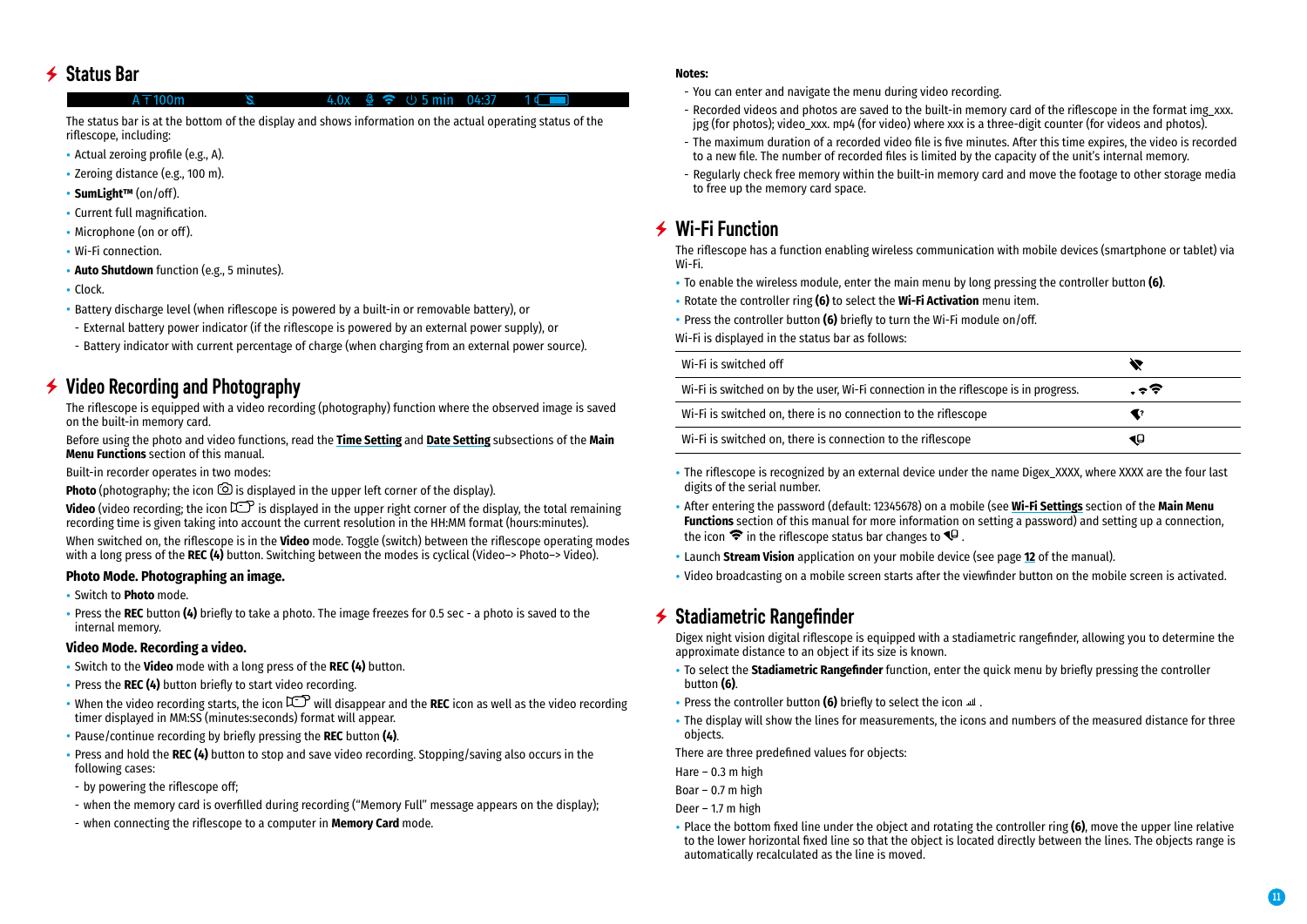## Status Bar

A ⊤100m 4.0x 5 min 04:37 1

The status bar is at the bottom of the display and shows information on the actual operating status of the riflescope, including:

- Actual zeroing profile (e.g., A).
- Zeroing distance (e.g., 100 m).
- **SumLight™** (on/off).
- Current full magnification.
- Microphone (on or off).
- Wi-Fi connection.
- **Auto Shutdown** function (e.g., 5 minutes).
- Clock.
- Battery discharge level (when riflescope is powered by a built-in or removable battery), or
  - External battery power indicator (if the riflescope is powered by an external power supply), or
  - Battery indicator with current percentage of charge (when charging from an external power source).

## Video Recording and Photography

The riflescope is equipped with a video recording (photography) function where the observed image is saved on the built-in memory card.

Before using the photo and video functions, read the **Time Setting** and **Date Setting** subsections of the **Main Menu Functions** section of this manual.

Built-in recorder operates in two modes:

**Photo** (photography; the icon is displayed in the upper left corner of the display).

**Video** (video recording; the icon is displayed in the upper right corner of the display, the total remaining recording time is given taking into account the current resolution in the HH:MM format (hours:minutes).

When switched on, the riflescope is in the **Video** mode. Toggle (switch) between the riflescope operating modes with a long press of the **REC (4)** button. Switching between the modes is cyclical (Video–> Photo–> Video).

### Photo Mode. Photographing an image.

- Switch to **Photo** mode.
- Press the **REC** button **(4)** briefly to take a photo. The image freezes for 0.5 sec - a photo is saved to the internal memory.

### Video Mode. Recording a video.

- Switch to the **Video** mode with a long press of the **REC (4)** button.
- Press the **REC (4)** button briefly to start video recording.
- When the video recording starts, the icon will disappear and the **REC** icon as well as the video recording timer displayed in MM:SS (minutes:seconds) format will appear.
- Pause/continue recording by briefly pressing the **REC** button **(4)**.
- Press and hold the **REC (4)** button to stop and save video recording. Stopping/saving also occurs in the following cases:
  - by powering the riflescope off;
  - when the memory card is overfilled during recording ("Memory Full" message appears on the display);
  - when connecting the riflescope to a computer in **Memory Card** mode.

**Notes:**

- You can enter and navigate the menu during video recording.
- Recorded videos and photos are saved to the built-in memory card of the riflescope in the format img_xxx.jpg (for photos); video_xxx. mp4 (for video) where xxx is a three-digit counter (for videos and photos).
- The maximum duration of a recorded video file is five minutes. After this time expires, the video is recorded to a new file. The number of recorded files is limited by the capacity of the unit's internal memory.
- Regularly check free memory within the built-in memory card and move the footage to other storage media to free up the memory card space.

## Wi-Fi Function

The riflescope has a function enabling wireless communication with mobile devices (smartphone or tablet) via Wi-Fi.

- To enable the wireless module, enter the main menu by long pressing the controller button **(6)**.
- Rotate the controller ring **(6)** to select the **Wi-Fi Activation** menu item.
- Press the controller button **(6)** briefly to turn the Wi-Fi module on/off.

Wi-Fi is displayed in the status bar as follows:

| | |
|---|---|
| Wi-Fi is switched off | |
| Wi-Fi is switched on by the user, Wi-Fi connection in the riflescope is in progress. | |
| Wi-Fi is switched on, there is no connection to the riflescope | |
| Wi-Fi is switched on, there is connection to the riflescope | |

- The riflescope is recognized by an external device under the name Digex_XXXX, where XXXX are the four last digits of the serial number.
- After entering the password (default: 12345678) on a mobile (see **Wi-Fi Settings** section of the **Main Menu Functions** section of this manual for more information on setting a password) and setting up a connection, the icon in the riflescope status bar changes to .
- Launch **Stream Vision** application on your mobile device (see page **12** of the manual).
- Video broadcasting on a mobile screen starts after the viewfinder button on the mobile screen is activated.

## Stadiametric Rangefinder

Digex night vision digital riflescope is equipped with a stadiametric rangefinder, allowing you to determine the approximate distance to an object if its size is known.

- To select the **Stadiametric Rangefinder** function, enter the quick menu by briefly pressing the controller button **(6)**.
- Press the controller button **(6)** briefly to select the icon .
- The display will show the lines for measurements, the icons and numbers of the measured distance for three objects.

There are three predefined values for objects:

Hare – 0.3 m high

Boar – 0.7 m high

Deer – 1.7 m high

- Place the bottom fixed line under the object and rotating the controller ring **(6)**, move the upper line relative to the lower horizontal fixed line so that the object is located directly between the lines. The objects range is automatically recalculated as the line is moved.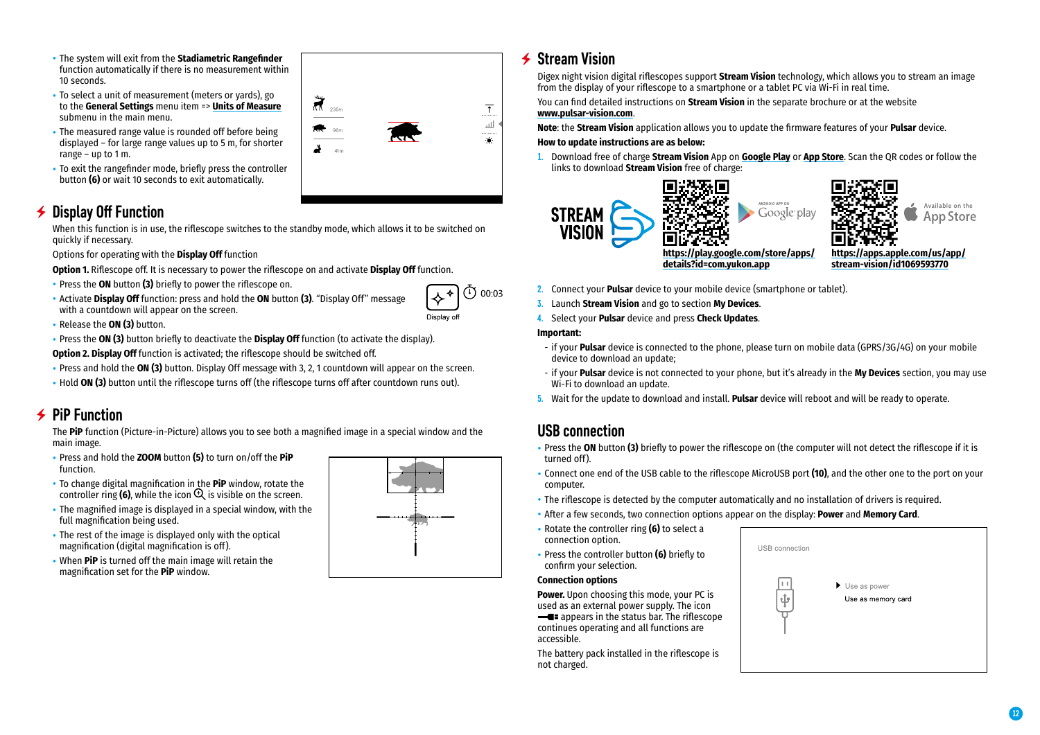- The system will exit from the **Stadiametric Rangefinder** function automatically if there is no measurement within 10 seconds.
- To select a unit of measurement (meters or yards), go to the **General Settings** menu item => **Units of Measure** submenu in the main menu.
- The measured range value is rounded off before being displayed – for large range values up to 5 m, for shorter range – up to 1 m.
- To exit the rangefinder mode, briefly press the controller button **(6)** or wait 10 seconds to exit automatically.

## Display Off Function

When this function is in use, the riflescope switches to the standby mode, which allows it to be switched on quickly if necessary.

Options for operating with the **Display Off** function

**Option 1.** Riflescope off. It is necessary to power the riflescope on and activate **Display Off** function.

- Press the **ON** button **(3)** briefly to power the riflescope on.
- Activate **Display Off** function: press and hold the **ON** button **(3)**. "Display Off" message with a countdown will appear on the screen.
- Release the **ON (3)** button.
- Press the **ON (3)** button briefly to deactivate the **Display Off** function (to activate the display).

**Option 2. Display Off** function is activated; the riflescope should be switched off.

- Press and hold the **ON (3)** button. Display Off message with 3, 2, 1 countdown will appear on the screen.
- Hold **ON (3)** button until the riflescope turns off (the riflescope turns off after countdown runs out).

## PiP Function

The **PiP** function (Picture-in-Picture) allows you to see both a magnified image in a special window and the main image.

- Press and hold the **ZOOM** button **(5)** to turn on/off the **PiP** function.
- To change digital magnification in the **PiP** window, rotate the controller ring **(6)**, while the icon is visible on the screen.
- The magnified image is displayed in a special window, with the full magnification being used.
- The rest of the image is displayed only with the optical magnification (digital magnification is off).
- When **PiP** is turned off the main image will retain the magnification set for the **PiP** window.

## Stream Vision

Digex night vision digital riflescopes support **Stream Vision** technology, which allows you to stream an image from the display of your riflescope to a smartphone or a tablet PC via Wi-Fi in real time.

You can find detailed instructions on **Stream Vision** in the separate brochure or at the website **www.pulsar-vision.com**.

**Note**: the **Stream Vision** application allows you to update the firmware features of your **Pulsar** device.

**How to update instructions are as below:**

1. Download free of charge **Stream Vision** App on **Google Play** or **App Store**. Scan the QR codes or follow the links to download **Stream Vision** free of charge:

   **https://play.google.com/store/apps/details?id=com.yukon.app**

   **https://apps.apple.com/us/app/stream-vision/id1069593770**

2. Connect your **Pulsar** device to your mobile device (smartphone or tablet).
3. Launch **Stream Vision** and go to section **My Devices**.
4. Select your **Pulsar** device and press **Check Updates**.

**Important:**

- if your **Pulsar** device is connected to the phone, please turn on mobile data (GPRS/3G/4G) on your mobile device to download an update;
- if your **Pulsar** device is not connected to your phone, but it's already in the **My Devices** section, you may use Wi-Fi to download an update.

5. Wait for the update to download and install. **Pulsar** device will reboot and will be ready to operate.

## USB connection

- Press the **ON** button **(3)** briefly to power the riflescope on (the computer will not detect the riflescope if it is turned off).
- Connect one end of the USB cable to the riflescope MicroUSB port **(10)**, and the other one to the port on your computer.
- The riflescope is detected by the computer automatically and no installation of drivers is required.
- After a few seconds, two connection options appear on the display: **Power** and **Memory Card**.
- Rotate the controller ring **(6)** to select a connection option.
- Press the controller button **(6)** briefly to confirm your selection.

**Connection options**

**Power.** Upon choosing this mode, your PC is used as an external power supply. The icon appears in the status bar. The riflescope continues operating and all functions are accessible.

The battery pack installed in the riflescope is not charged.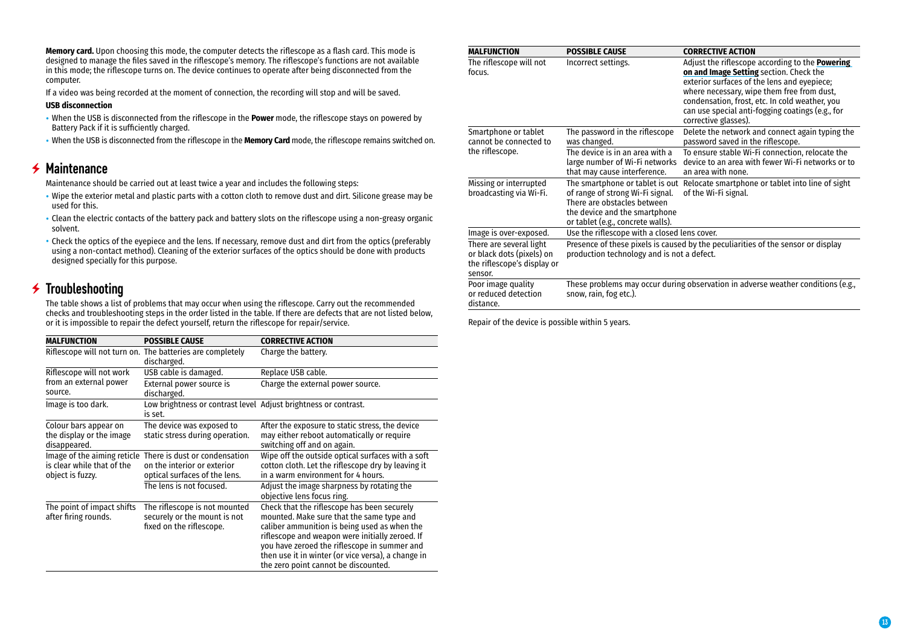**Memory card.** Upon choosing this mode, the computer detects the riflescope as a flash card. This mode is designed to manage the files saved in the riflescope's memory. The riflescope's functions are not available in this mode; the riflescope turns on. The device continues to operate after being disconnected from the computer.

If a video was being recorded at the moment of connection, the recording will stop and will be saved.

**USB disconnection**

- When the USB is disconnected from the riflescope in the **Power** mode, the riflescope stays on powered by Battery Pack if it is sufficiently charged.
- When the USB is disconnected from the riflescope in the **Memory Card** mode, the riflescope remains switched on.

## Maintenance

Maintenance should be carried out at least twice a year and includes the following steps:

- Wipe the exterior metal and plastic parts with a cotton cloth to remove dust and dirt. Silicone grease may be used for this.
- Clean the electric contacts of the battery pack and battery slots on the riflescope using a non-greasy organic solvent.
- Check the optics of the eyepiece and the lens. If necessary, remove dust and dirt from the optics (preferably using a non-contact method). Cleaning of the exterior surfaces of the optics should be done with products designed specially for this purpose.

## Troubleshooting

The table shows a list of problems that may occur when using the riflescope. Carry out the recommended checks and troubleshooting steps in the order listed in the table. If there are defects that are not listed below, or it is impossible to repair the defect yourself, return the riflescope for repair/service.

| MALFUNCTION | POSSIBLE CAUSE | CORRECTIVE ACTION |
|---|---|---|
| Riflescope will not turn on. | The batteries are completely discharged. | Charge the battery. |
| Riflescope will not work from an external power source. | USB cable is damaged. | Replace USB cable. |
| | External power source is discharged. | Charge the external power source. |
| Image is too dark. | Low brightness or contrast level is set. | Adjust brightness or contrast. |
| Colour bars appear on the display or the image disappeared. | The device was exposed to static stress during operation. | After the exposure to static stress, the device may either reboot automatically or require switching off and on again. |
| Image of the aiming reticle is clear while that of the object is fuzzy. | There is dust or condensation on the interior or exterior optical surfaces of the lens. | Wipe off the outside optical surfaces with a soft cotton cloth. Let the riflescope dry by leaving it in a warm environment for 4 hours. |
| | The lens is not focused. | Adjust the image sharpness by rotating the objective lens focus ring. |
| The point of impact shifts after firing rounds. | The riflescope is not mounted securely or the mount is not fixed on the riflescope. | Check that the riflescope has been securely mounted. Make sure that the same type and caliber ammunition is being used as when the riflescope and weapon were initially zeroed. If you have zeroed the riflescope in summer and then use it in winter (or vice versa), a change in the zero point cannot be discounted. |
| The riflescope will not focus. | Incorrect settings. | Adjust the riflescope according to the **Powering on and Image Setting** section. Check the exterior surfaces of the lens and eyepiece; where necessary, wipe them free from dust, condensation, frost, etc. In cold weather, you can use special anti-fogging coatings (e.g., for corrective glasses). |
| Smartphone or tablet cannot be connected to the riflescope. | The password in the riflescope was changed. | Delete the network and connect again typing the password saved in the riflescope. |
| | The device is in an area with a large number of Wi-Fi networks that may cause interference. | To ensure stable Wi-Fi connection, relocate the device to an area with fewer Wi-Fi networks or to an area with none. |
| Missing or interrupted broadcasting via Wi-Fi. | The smartphone or tablet is out of range of strong Wi-Fi signal. There are obstacles between the device and the smartphone or tablet (e.g., concrete walls). | Relocate smartphone or tablet into line of sight of the Wi-Fi signal. |
| Image is over-exposed. | Use the riflescope with a closed lens cover. | |
| There are several light or black dots (pixels) on the riflescope's display or sensor. | Presence of these pixels is caused by the peculiarities of the sensor or display production technology and is not a defect. | |
| Poor image quality or reduced detection distance. | These problems may occur during observation in adverse weather conditions (e.g., snow, rain, fog etc.). | |

Repair of the device is possible within 5 years.